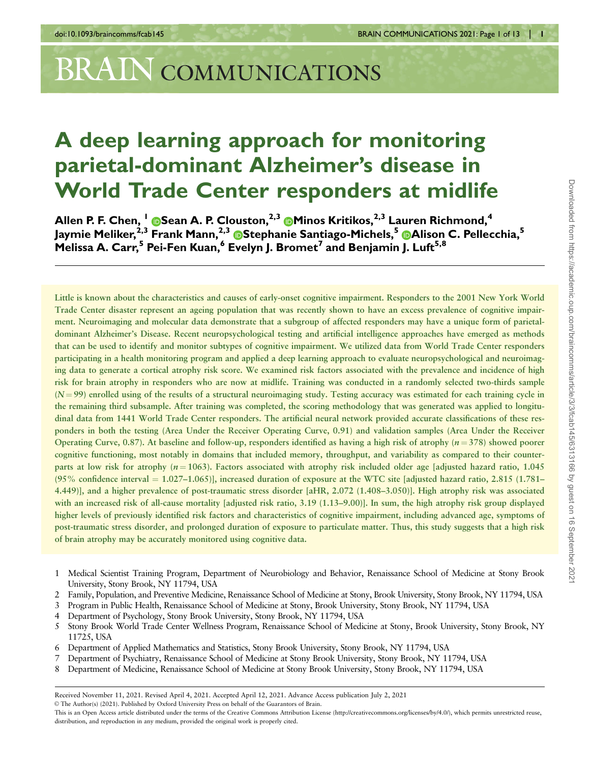# A deep learning approach for monitoring parietal-dominant Alzheimer's disease in World Trade Center responders at midlife

**Allen P. F. Chen,[1] Sean A. P. Clouston,[2,3] Minos Kritikos,[2,3] Lauren Richmond,[4] Jaymie Meliker,[2,3] Frank Mann,[2,3] Stephanie Santiago-Michels,[5] Alison C. Pellecchia,[5] Melissa A. Carr,[5] Pei-Fen Kuan,[6] Evelyn J. Bromet[7] and Benjamin J. Luft[5,8]**

Little is known about the characteristics and causes of early-onset cognitive impairment. Responders to the 2001 New York World Trade Center disaster represent an ageing population that was recently shown to have an excess prevalence of cognitive impairment. Neuroimaging and molecular data demonstrate that a subgroup of affected responders may have a unique form of parietal-dominant Alzheimer's Disease. Recent neuropsychological testing and artificial intelligence approaches have emerged as methods that can be used to identify and monitor subtypes of cognitive impairment. We utilized data from World Trade Center responders participating in a health monitoring program and applied a deep learning approach to evaluate neuropsychological and neuroimaging data to generate a cortical atrophy risk score. We examined risk factors associated with the prevalence and incidence of high risk for brain atrophy in responders who are now at midlife. Training was conducted in a randomly selected two-thirds sample ($N = 99$) enrolled using of the results of a structural neuroimaging study. Testing accuracy was estimated for each training cycle in the remaining third subsample. After training was completed, the scoring methodology that was generated was applied to longitudinal data from 1441 World Trade Center responders. The artificial neural network provided accurate classifications of these responders in both the testing (Area Under the Receiver Operating Curve, 0.91) and validation samples (Area Under the Receiver Operating Curve, 0.87). At baseline and follow-up, responders identified as having a high risk of atrophy ($n = 378$) showed poorer cognitive functioning, most notably in domains that included memory, throughput, and variability as compared to their counterparts at low risk for atrophy ($n = 1063$). Factors associated with atrophy risk included older age [adjusted hazard ratio, 1.045 (95% confidence interval = 1.027–1.065)], increased duration of exposure at the WTC site [adjusted hazard ratio, 2.815 (1.781–4.449)], and a higher prevalence of post-traumatic stress disorder [aHR, 2.072 (1.408–3.050)]. High atrophy risk was associated with an increased risk of all-cause mortality [adjusted risk ratio, 3.19 (1.13–9.00)]. In sum, the high atrophy risk group displayed higher levels of previously identified risk factors and characteristics of cognitive impairment, including advanced age, symptoms of post-traumatic stress disorder, and prolonged duration of exposure to particulate matter. Thus, this study suggests that a high risk of brain atrophy may be accurately monitored using cognitive data.

1 Medical Scientist Training Program, Department of Neurobiology and Behavior, Renaissance School of Medicine at Stony Brook University, Stony Brook, NY 11794, USA
2 Family, Population, and Preventive Medicine, Renaissance School of Medicine at Stony, Brook University, Stony Brook, NY 11794, USA
3 Program in Public Health, Renaissance School of Medicine at Stony, Brook University, Stony Brook, NY 11794, USA
4 Department of Psychology, Stony Brook University, Stony Brook, NY 11794, USA
5 Stony Brook World Trade Center Wellness Program, Renaissance School of Medicine at Stony, Brook University, Stony Brook, NY 11725, USA
6 Department of Applied Mathematics and Statistics, Stony Brook University, Stony Brook, NY 11794, USA
7 Department of Psychiatry, Renaissance School of Medicine at Stony Brook University, Stony Brook, NY 11794, USA
8 Department of Medicine, Renaissance School of Medicine at Stony Brook University, Stony Brook, NY 11794, USA

Received November 11, 2021. Revised April 4, 2021. Accepted April 12, 2021. Advance Access publication July 2, 2021

© The Author(s) (2021). Published by Oxford University Press on behalf of the Guarantors of Brain.

This is an Open Access article distributed under the terms of the Creative Commons Attribution License (http://creativecommons.org/licenses/by/4.0/), which permits unrestricted reuse, distribution, and reproduction in any medium, provided the original work is properly cited.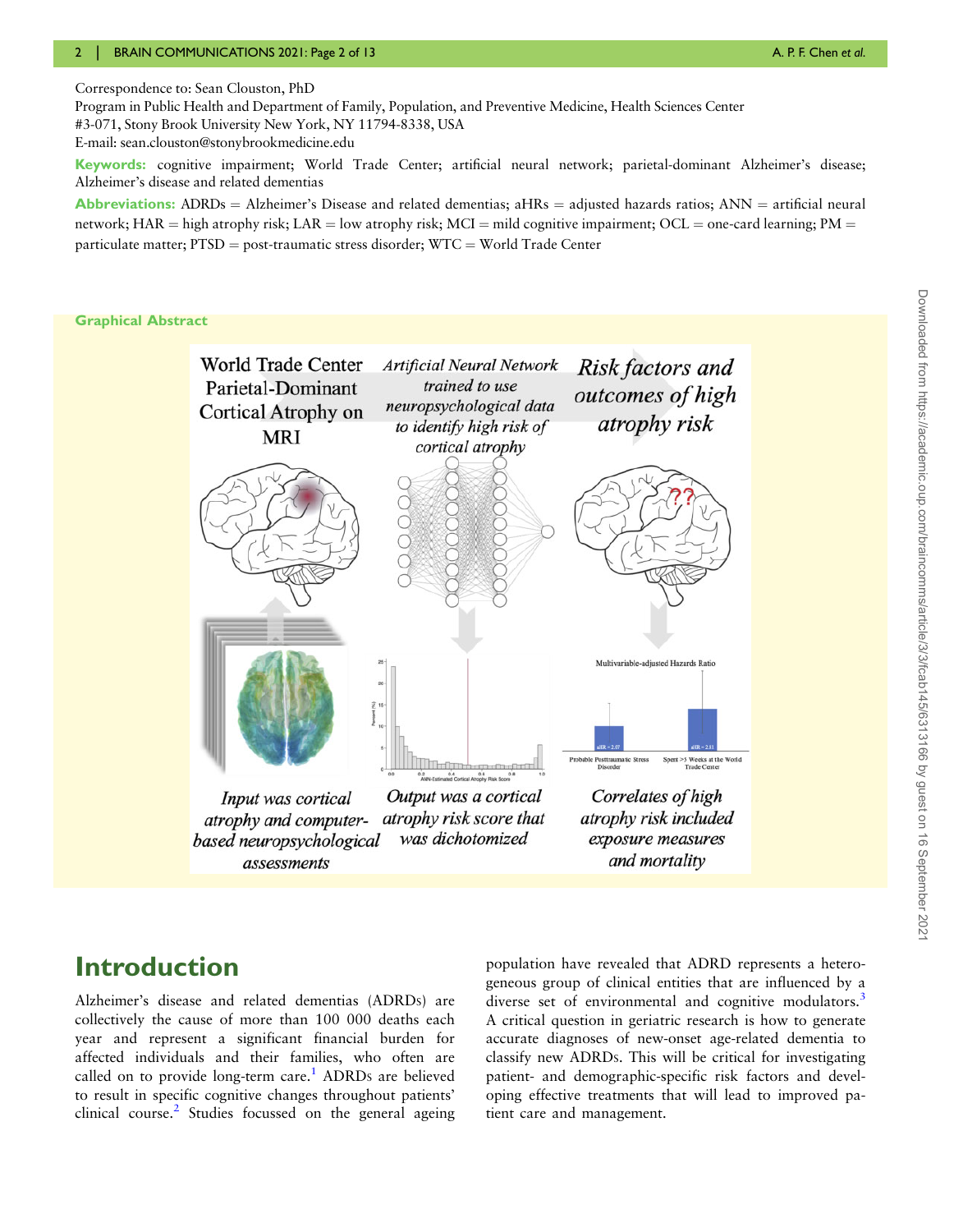Correspondence to: Sean Clouston, PhD
Program in Public Health and Department of Family, Population, and Preventive Medicine, Health Sciences Center #3-071, Stony Brook University New York, NY 11794-8338, USA
E-mail: sean.clouston@stonybrookmedicine.edu

**Keywords:** cognitive impairment; World Trade Center; artificial neural network; parietal-dominant Alzheimer's disease; Alzheimer's disease and related dementias

**Abbreviations:** ADRDs = Alzheimer's Disease and related dementias; aHRs = adjusted hazards ratios; ANN = artificial neural network; HAR = high atrophy risk; LAR = low atrophy risk; MCI = mild cognitive impairment; OCL = one-card learning; PM = particulate matter; PTSD = post-traumatic stress disorder; WTC = World Trade Center

**Graphical Abstract**

World Trade Center Parietal-Dominant Cortical Atrophy on MRI

*Artificial Neural Network trained to use neuropsychological data to identify high risk of cortical atrophy*

*Risk factors and outcomes of high atrophy risk*

*Input was cortical atrophy and computer-based neuropsychological assessments*

*Output was a cortical atrophy risk score that was dichotomized*

*Correlates of high atrophy risk included exposure measures and mortality*

# Introduction

Alzheimer's disease and related dementias (ADRDs) are collectively the cause of more than 100 000 deaths each year and represent a significant financial burden for affected individuals and their families, who often are called on to provide long-term care.[1] ADRDs are believed to result in specific cognitive changes throughout patients' clinical course.[2] Studies focussed on the general ageing population have revealed that ADRD represents a heterogeneous group of clinical entities that are influenced by a diverse set of environmental and cognitive modulators.[3] A critical question in geriatric research is how to generate accurate diagnoses of new-onset age-related dementia to classify new ADRDs. This will be critical for investigating patient- and demographic-specific risk factors and developing effective treatments that will lead to improved patient care and management.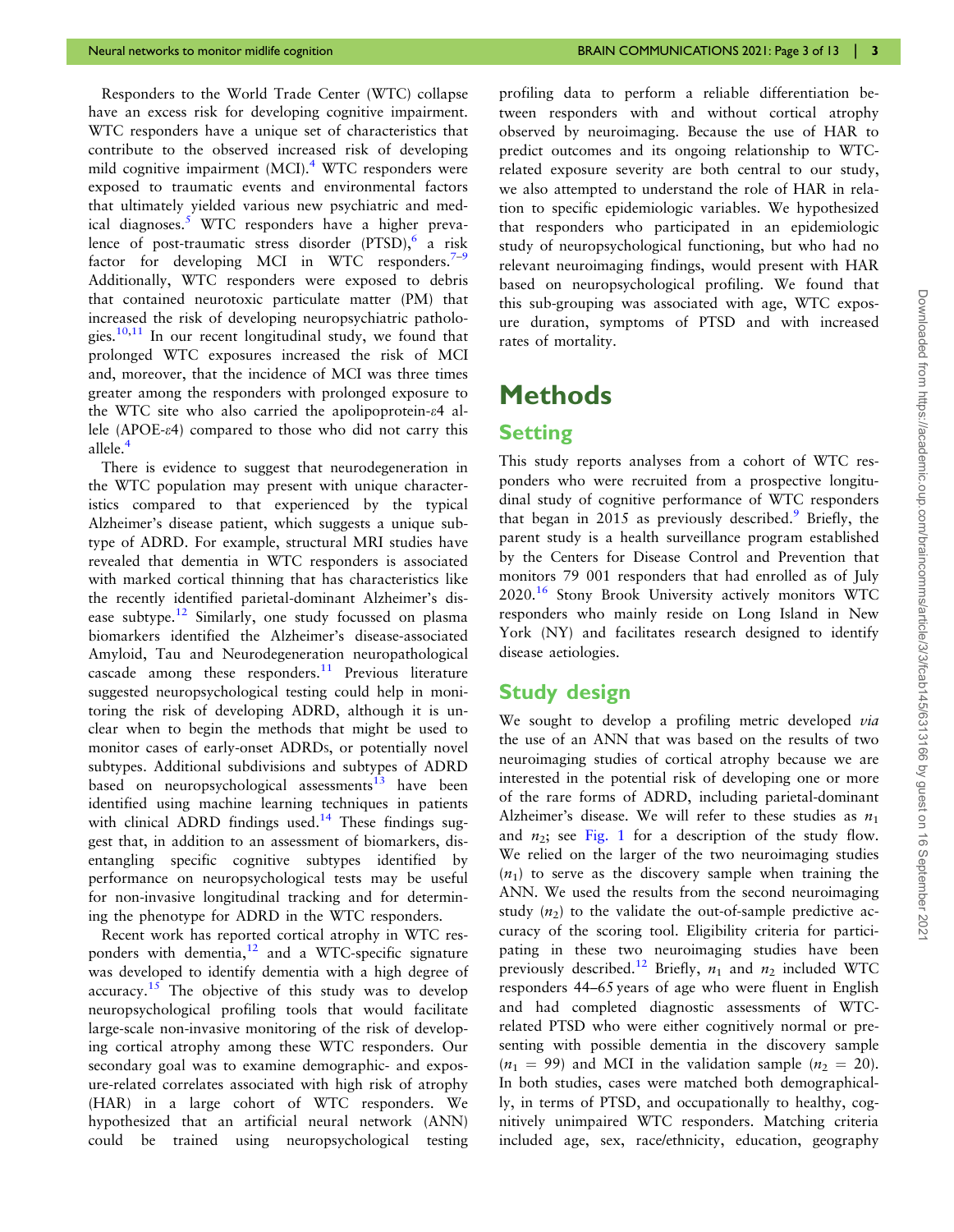Responders to the World Trade Center (WTC) collapse have an excess risk for developing cognitive impairment. WTC responders have a unique set of characteristics that contribute to the observed increased risk of developing mild cognitive impairment (MCI).[4] WTC responders were exposed to traumatic events and environmental factors that ultimately yielded various new psychiatric and medical diagnoses.[5] WTC responders have a higher prevalence of post-traumatic stress disorder (PTSD),[6] a risk factor for developing MCI in WTC responders.[7–9] Additionally, WTC responders were exposed to debris that contained neurotoxic particulate matter (PM) that increased the risk of developing neuropsychiatric pathologies.[10,11] In our recent longitudinal study, we found that prolonged WTC exposures increased the risk of MCI and, moreover, that the incidence of MCI was three times greater among the responders with prolonged exposure to the WTC site who also carried the apolipoprotein-ε4 allele (APOE-ε4) compared to those who did not carry this allele.[4]

There is evidence to suggest that neurodegeneration in the WTC population may present with unique characteristics compared to that experienced by the typical Alzheimer's disease patient, which suggests a unique subtype of ADRD. For example, structural MRI studies have revealed that dementia in WTC responders is associated with marked cortical thinning that has characteristics like the recently identified parietal-dominant Alzheimer's disease subtype.[12] Similarly, one study focussed on plasma biomarkers identified the Alzheimer's disease-associated Amyloid, Tau and Neurodegeneration neuropathological cascade among these responders.[11] Previous literature suggested neuropsychological testing could help in monitoring the risk of developing ADRD, although it is unclear when to begin the methods that might be used to monitor cases of early-onset ADRDs, or potentially novel subtypes. Additional subdivisions and subtypes of ADRD based on neuropsychological assessments[13] have been identified using machine learning techniques in patients with clinical ADRD findings used.[14] These findings suggest that, in addition to an assessment of biomarkers, disentangling specific cognitive subtypes identified by performance on neuropsychological tests may be useful for non-invasive longitudinal tracking and for determining the phenotype for ADRD in the WTC responders.

Recent work has reported cortical atrophy in WTC responders with dementia,[12] and a WTC-specific signature was developed to identify dementia with a high degree of accuracy.[15] The objective of this study was to develop neuropsychological profiling tools that would facilitate large-scale non-invasive monitoring of the risk of developing cortical atrophy among these WTC responders. Our secondary goal was to examine demographic- and exposure-related correlates associated with high risk of atrophy (HAR) in a large cohort of WTC responders. We hypothesized that an artificial neural network (ANN) could be trained using neuropsychological testing profiling data to perform a reliable differentiation between responders with and without cortical atrophy observed by neuroimaging. Because the use of HAR to predict outcomes and its ongoing relationship to WTC-related exposure severity are both central to our study, we also attempted to understand the role of HAR in relation to specific epidemiologic variables. We hypothesized that responders who participated in an epidemiologic study of neuropsychological functioning, but who had no relevant neuroimaging findings, would present with HAR based on neuropsychological profiling. We found that this sub-grouping was associated with age, WTC exposure duration, symptoms of PTSD and with increased rates of mortality.

# Methods

## Setting

This study reports analyses from a cohort of WTC responders who were recruited from a prospective longitudinal study of cognitive performance of WTC responders that began in 2015 as previously described.[9] Briefly, the parent study is a health surveillance program established by the Centers for Disease Control and Prevention that monitors 79 001 responders that had enrolled as of July 2020.[16] Stony Brook University actively monitors WTC responders who mainly reside on Long Island in New York (NY) and facilitates research designed to identify disease aetiologies.

## Study design

We sought to develop a profiling metric developed *via* the use of an ANN that was based on the results of two neuroimaging studies of cortical atrophy because we are interested in the potential risk of developing one or more of the rare forms of ADRD, including parietal-dominant Alzheimer's disease. We will refer to these studies as $n_1$ and $n_2$; see Fig. 1 for a description of the study flow. We relied on the larger of the two neuroimaging studies ($n_1$) to serve as the discovery sample when training the ANN. We used the results from the second neuroimaging study ($n_2$) to the validate the out-of-sample predictive accuracy of the scoring tool. Eligibility criteria for participating in these two neuroimaging studies have been previously described.[12] Briefly, $n_1$ and $n_2$ included WTC responders 44–65 years of age who were fluent in English and had completed diagnostic assessments of WTC-related PTSD who were either cognitively normal or presenting with possible dementia in the discovery sample ($n_1 = 99$) and MCI in the validation sample ($n_2 = 20$). In both studies, cases were matched both demographically, in terms of PTSD, and occupationally to healthy, cognitively unimpaired WTC responders. Matching criteria included age, sex, race/ethnicity, education, geography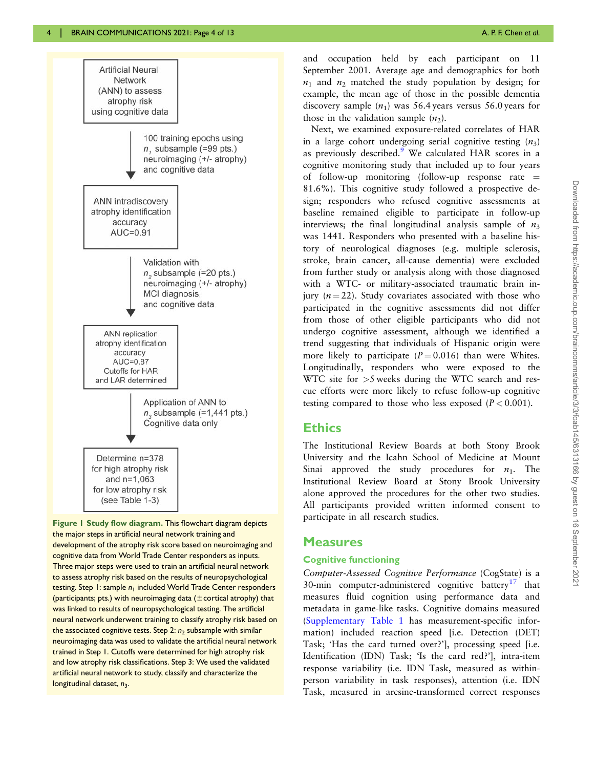Artificial Neural Network (ANN) to assess atrophy risk using cognitive data

↓ 100 training epochs using $n_1$ subsample (=99 pts.) neuroimaging (+/- atrophy) and cognitive data

ANN intradiscovery atrophy identification accuracy AUC=0.91

↓ Validation with $n_2$ subsample (=20 pts.) neuroimaging (+/- atrophy) MCI diagnosis, and cognitive data

ANN replication atrophy identification accuracy AUC=0.87 Cutoffs for HAR and LAR determined

↓ Application of ANN to $n_3$ subsample (=1,441 pts.) Cognitive data only

Determine n=378 for high atrophy risk and n=1,063 for low atrophy risk (see Table 1-3)

**Figure 1 Study flow diagram.** This flowchart diagram depicts the major steps in artificial neural network training and development of the atrophy risk score based on neuroimaging and cognitive data from World Trade Center responders as inputs. Three major steps were used to train an artificial neural network to assess atrophy risk based on the results of neuropsychological testing. Step 1: sample $n_1$ included World Trade Center responders (participants; pts.) with neuroimaging data (±cortical atrophy) that was linked to results of neuropsychological testing. The artificial neural network underwent training to classify atrophy risk based on the associated cognitive tests. Step 2: $n_2$ subsample with similar neuroimaging data was used to validate the artificial neural network trained in Step 1. Cutoffs were determined for high atrophy risk and low atrophy risk classifications. Step 3: We used the validated artificial neural network to study, classify and characterize the longitudinal dataset, $n_3$.

and occupation held by each participant on 11 September 2001. Average age and demographics for both $n_1$ and $n_2$ matched the study population by design; for example, the mean age of those in the possible dementia discovery sample ($n_1$) was 56.4 years versus 56.0 years for those in the validation sample ($n_2$).

Next, we examined exposure-related correlates of HAR in a large cohort undergoing serial cognitive testing ($n_3$) as previously described.[9] We calculated HAR scores in a cognitive monitoring study that included up to four years of follow-up monitoring (follow-up response rate = 81.6%). This cognitive study followed a prospective design; responders who refused cognitive assessments at baseline remained eligible to participate in follow-up interviews; the final longitudinal analysis sample of $n_3$ was 1441. Responders who presented with a baseline history of neurological diagnoses (e.g. multiple sclerosis, stroke, brain cancer, all-cause dementia) were excluded from further study or analysis along with those diagnosed with a WTC- or military-associated traumatic brain injury ($n = 22$). Study covariates associated with those who participated in the cognitive assessments did not differ from those of other eligible participants who did not undergo cognitive assessment, although we identified a trend suggesting that individuals of Hispanic origin were more likely to participate ($P = 0.016$) than were Whites. Longitudinally, responders who were exposed to the WTC site for >5 weeks during the WTC search and rescue efforts were more likely to refuse follow-up cognitive testing compared to those who less exposed ($P < 0.001$).

## Ethics

The Institutional Review Boards at both Stony Brook University and the Icahn School of Medicine at Mount Sinai approved the study procedures for $n_1$. The Institutional Review Board at Stony Brook University alone approved the procedures for the other two studies. All participants provided written informed consent to participate in all research studies.

## Measures

### Cognitive functioning

*Computer-Assessed Cognitive Performance* (CogState) is a 30-min computer-administered cognitive battery[17] that measures fluid cognition using performance data and metadata in game-like tasks. Cognitive domains measured (Supplementary Table 1 has measurement-specific information) included reaction speed [i.e. Detection (DET) Task; 'Has the card turned over?'], processing speed [i.e. Identification (IDN) Task; 'Is the card red?'], intra-item response variability (i.e. IDN Task, measured as within-person variability in task responses), attention (i.e. IDN Task, measured in arcsine-transformed correct responses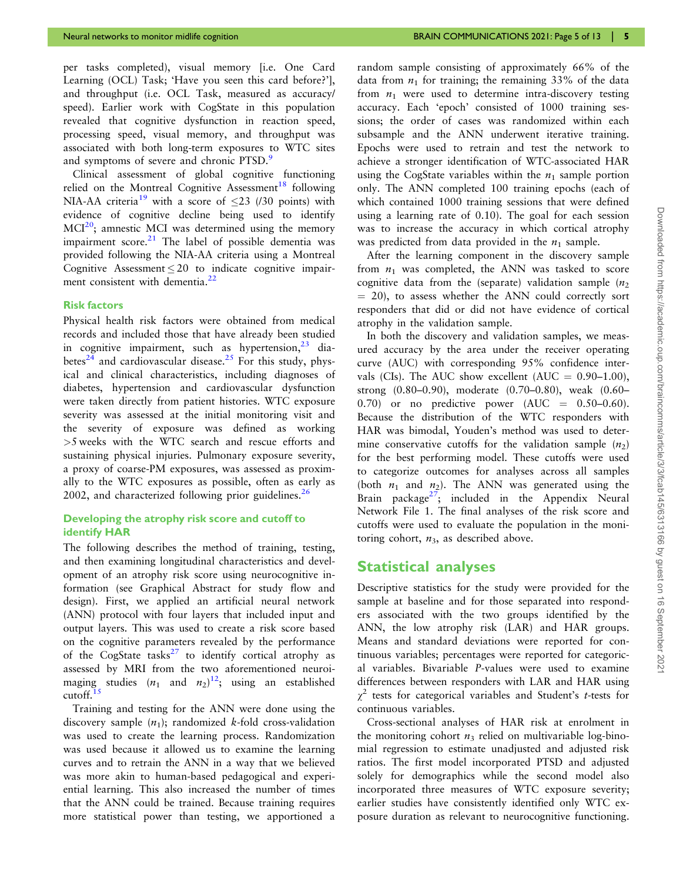per tasks completed), visual memory [i.e. One Card Learning (OCL) Task; 'Have you seen this card before?'], and throughput (i.e. OCL Task, measured as accuracy/speed). Earlier work with CogState in this population revealed that cognitive dysfunction in reaction speed, processing speed, visual memory, and throughput was associated with both long-term exposures to WTC sites and symptoms of severe and chronic PTSD.[9]

Clinical assessment of global cognitive functioning relied on the Montreal Cognitive Assessment[18] following NIA-AA criteria[19] with a score of $\leq$23 (/30 points) with evidence of cognitive decline being used to identify MCI[20]; amnestic MCI was determined using the memory impairment score.[21] The label of possible dementia was provided following the NIA-AA criteria using a Montreal Cognitive Assessment $\leq$ 20 to indicate cognitive impairment consistent with dementia.[22]

### Risk factors

Physical health risk factors were obtained from medical records and included those that have already been studied in cognitive impairment, such as hypertension,[23] diabetes[24] and cardiovascular disease.[25] For this study, physical and clinical characteristics, including diagnoses of diabetes, hypertension and cardiovascular dysfunction were taken directly from patient histories. WTC exposure severity was assessed at the initial monitoring visit and the severity of exposure was defined as working >5 weeks with the WTC search and rescue efforts and sustaining physical injuries. Pulmonary exposure severity, a proxy of coarse-PM exposures, was assessed as proximally to the WTC exposures as possible, often as early as 2002, and characterized following prior guidelines.[26]

### Developing the atrophy risk score and cutoff to identify HAR

The following describes the method of training, testing, and then examining longitudinal characteristics and development of an atrophy risk score using neurocognitive information (see Graphical Abstract for study flow and design). First, we applied an artificial neural network (ANN) protocol with four layers that included input and output layers. This was used to create a risk score based on the cognitive parameters revealed by the performance of the CogState tasks[27] to identify cortical atrophy as assessed by MRI from the two aforementioned neuroimaging studies ($n_1$ and $n_2$)[12]; using an established cutoff.[15]

Training and testing for the ANN were done using the discovery sample ($n_1$); randomized $k$-fold cross-validation was used to create the learning process. Randomization was used because it allowed us to examine the learning curves and to retrain the ANN in a way that we believed was more akin to human-based pedagogical and experiential learning. This also increased the number of times that the ANN could be trained. Because training requires more statistical power than testing, we apportioned a random sample consisting of approximately 66% of the data from $n_1$ for training; the remaining 33% of the data from $n_1$ were used to determine intra-discovery testing accuracy. Each 'epoch' consisted of 1000 training sessions; the order of cases was randomized within each subsample and the ANN underwent iterative training. Epochs were used to retrain and test the network to achieve a stronger identification of WTC-associated HAR using the CogState variables within the $n_1$ sample portion only. The ANN completed 100 training epochs (each of which contained 1000 training sessions that were defined using a learning rate of 0.10). The goal for each session was to increase the accuracy in which cortical atrophy was predicted from data provided in the $n_1$ sample.

After the learning component in the discovery sample from $n_1$ was completed, the ANN was tasked to score cognitive data from the (separate) validation sample ($n_2$ = 20), to assess whether the ANN could correctly sort responders that did or did not have evidence of cortical atrophy in the validation sample.

In both the discovery and validation samples, we measured accuracy by the area under the receiver operating curve (AUC) with corresponding 95% confidence intervals (CIs). The AUC show excellent (AUC = 0.90–1.00), strong (0.80–0.90), moderate (0.70–0.80), weak (0.60–0.70) or no predictive power (AUC = 0.50–0.60). Because the distribution of the WTC responders with HAR was bimodal, Youden's method was used to determine conservative cutoffs for the validation sample ($n_2$) for the best performing model. These cutoffs were used to categorize outcomes for analyses across all samples (both $n_1$ and $n_2$). The ANN was generated using the Brain package[27]; included in the Appendix Neural Network File 1. The final analyses of the risk score and cutoffs were used to evaluate the population in the monitoring cohort, $n_3$, as described above.

## Statistical analyses

Descriptive statistics for the study were provided for the sample at baseline and for those separated into responders associated with the two groups identified by the ANN, the low atrophy risk (LAR) and HAR groups. Means and standard deviations were reported for continuous variables; percentages were reported for categorical variables. Bivariable $P$-values were used to examine differences between responders with LAR and HAR using $\chi^2$ tests for categorical variables and Student's $t$-tests for continuous variables.

Cross-sectional analyses of HAR risk at enrolment in the monitoring cohort $n_3$ relied on multivariable log-binomial regression to estimate unadjusted and adjusted risk ratios. The first model incorporated PTSD and adjusted solely for demographics while the second model also incorporated three measures of WTC exposure severity; earlier studies have consistently identified only WTC exposure duration as relevant to neurocognitive functioning.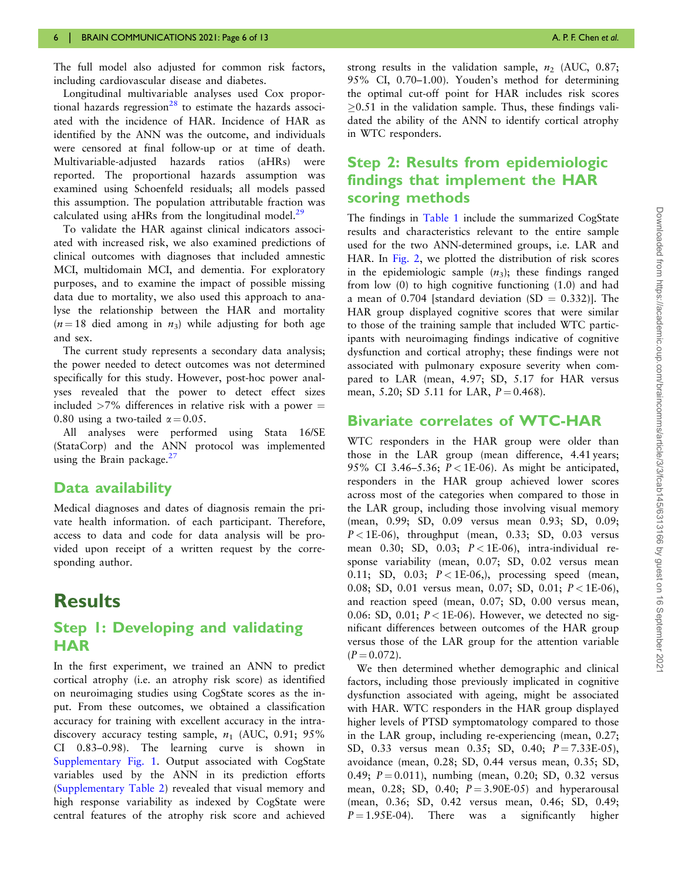The full model also adjusted for common risk factors, including cardiovascular disease and diabetes.

Longitudinal multivariable analyses used Cox proportional hazards regression[28] to estimate the hazards associated with the incidence of HAR. Incidence of HAR as identified by the ANN was the outcome, and individuals were censored at final follow-up or at time of death. Multivariable-adjusted hazards ratios (aHRs) were reported. The proportional hazards assumption was examined using Schoenfeld residuals; all models passed this assumption. The population attributable fraction was calculated using aHRs from the longitudinal model.[29]

To validate the HAR against clinical indicators associated with increased risk, we also examined predictions of clinical outcomes with diagnoses that included amnestic MCI, multidomain MCI, and dementia. For exploratory purposes, and to examine the impact of possible missing data due to mortality, we also used this approach to analyse the relationship between the HAR and mortality ($n = 18$ died among in $n_3$) while adjusting for both age and sex.

The current study represents a secondary data analysis; the power needed to detect outcomes was not determined specifically for this study. However, post-hoc power analyses revealed that the power to detect effect sizes included >7% differences in relative risk with a power = 0.80 using a two-tailed $\alpha = 0.05$.

All analyses were performed using Stata 16/SE (StataCorp) and the ANN protocol was implemented using the Brain package.[27]

## Data availability

Medical diagnoses and dates of diagnosis remain the private health information. of each participant. Therefore, access to data and code for data analysis will be provided upon receipt of a written request by the corresponding author.

# Results

## Step 1: Developing and validating HAR

In the first experiment, we trained an ANN to predict cortical atrophy (i.e. an atrophy risk score) as identified on neuroimaging studies using CogState scores as the input. From these outcomes, we obtained a classification accuracy for training with excellent accuracy in the intra-discovery accuracy testing sample, $n_1$ (AUC, 0.91; 95% CI 0.83–0.98). The learning curve is shown in Supplementary Fig. 1. Output associated with CogState variables used by the ANN in its prediction efforts (Supplementary Table 2) revealed that visual memory and high response variability as indexed by CogState were central features of the atrophy risk score and achieved strong results in the validation sample, $n_2$ (AUC, 0.87; 95% CI, 0.70–1.00). Youden's method for determining the optimal cut-off point for HAR includes risk scores ≥0.51 in the validation sample. Thus, these findings validated the ability of the ANN to identify cortical atrophy in WTC responders.

## Step 2: Results from epidemiologic findings that implement the HAR scoring methods

The findings in Table 1 include the summarized CogState results and characteristics relevant to the entire sample used for the two ANN-determined groups, i.e. LAR and HAR. In Fig. 2, we plotted the distribution of risk scores in the epidemiologic sample ($n_3$); these findings ranged from low (0) to high cognitive functioning (1.0) and had a mean of 0.704 [standard deviation (SD = 0.332)]. The HAR group displayed cognitive scores that were similar to those of the training sample that included WTC participants with neuroimaging findings indicative of cognitive dysfunction and cortical atrophy; these findings were not associated with pulmonary exposure severity when compared to LAR (mean, 4.97; SD, 5.17 for HAR versus mean, 5.20; SD 5.11 for LAR, $P = 0.468$).

## Bivariate correlates of WTC-HAR

WTC responders in the HAR group were older than those in the LAR group (mean difference, 4.41 years; 95% CI 3.46–5.36; $P <$ 1E-06). As might be anticipated, responders in the HAR group achieved lower scores across most of the categories when compared to those in the LAR group, including those involving visual memory (mean, 0.99; SD, 0.09 versus mean 0.93; SD, 0.09; $P <$ 1E-06), throughput (mean, 0.33; SD, 0.03 versus mean 0.30; SD, 0.03; $P <$ 1E-06), intra-individual response variability (mean, 0.07; SD, 0.02 versus mean 0.11; SD, 0.03; $P <$ 1E-06,), processing speed (mean, 0.08; SD, 0.01 versus mean, 0.07; SD, 0.01; $P <$ 1E-06), and reaction speed (mean, 0.07; SD, 0.00 versus mean, 0.06: SD, 0.01; $P <$ 1E-06). However, we detected no significant differences between outcomes of the HAR group versus those of the LAR group for the attention variable ($P = 0.072$).

We then determined whether demographic and clinical factors, including those previously implicated in cognitive dysfunction associated with ageing, might be associated with HAR. WTC responders in the HAR group displayed higher levels of PTSD symptomatology compared to those in the LAR group, including re-experiencing (mean, 0.27; SD, 0.33 versus mean 0.35; SD, 0.40; $P =$ 7.33E-05), avoidance (mean, 0.28; SD, 0.44 versus mean, 0.35; SD, 0.49; $P = 0.011$), numbing (mean, 0.20; SD, 0.32 versus mean, 0.28; SD, 0.40; $P =$ 3.90E-05) and hyperarousal (mean, 0.36; SD, 0.42 versus mean, 0.46; SD, 0.49; $P =$ 1.95E-04). There was a significantly higher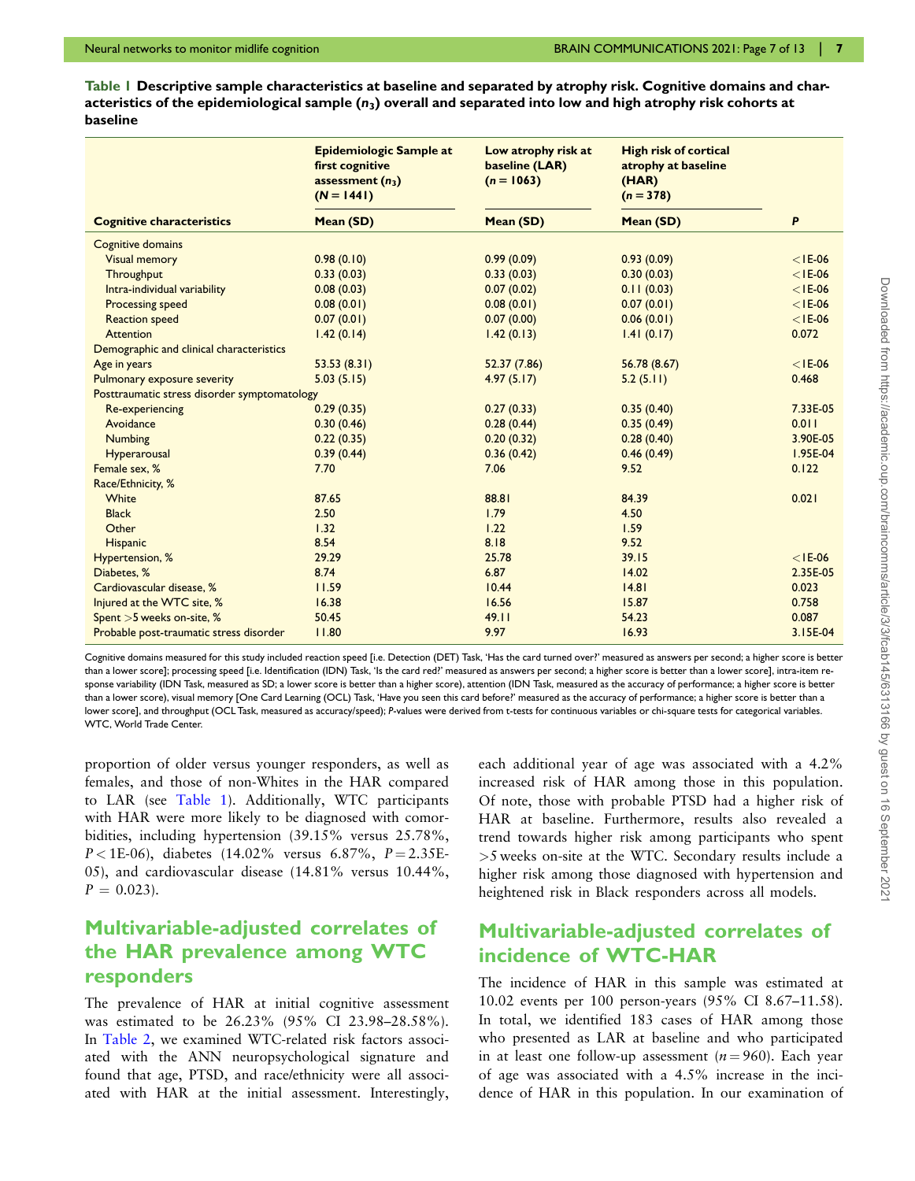**Table 1 Descriptive sample characteristics at baseline and separated by atrophy risk. Cognitive domains and characteristics of the epidemiological sample ($n_3$) overall and separated into low and high atrophy risk cohorts at baseline**

| Cognitive characteristics | Epidemiologic Sample at first cognitive assessment ($n_3$) (N = 1441) Mean (SD) | Low atrophy risk at baseline (LAR) (n = 1063) Mean (SD) | High risk of cortical atrophy at baseline (HAR) (n = 378) Mean (SD) | P |
|---|---|---|---|---|
| Cognitive domains | | | | |
| Visual memory | 0.98 (0.10) | 0.99 (0.09) | 0.93 (0.09) | <1E-06 |
| Throughput | 0.33 (0.03) | 0.33 (0.03) | 0.30 (0.03) | <1E-06 |
| Intra-individual variability | 0.08 (0.03) | 0.07 (0.02) | 0.11 (0.03) | <1E-06 |
| Processing speed | 0.08 (0.01) | 0.08 (0.01) | 0.07 (0.01) | <1E-06 |
| Reaction speed | 0.07 (0.01) | 0.07 (0.00) | 0.06 (0.01) | <1E-06 |
| Attention | 1.42 (0.14) | 1.42 (0.13) | 1.41 (0.17) | 0.072 |
| Demographic and clinical characteristics | | | | |
| Age in years | 53.53 (8.31) | 52.37 (7.86) | 56.78 (8.67) | <1E-06 |
| Pulmonary exposure severity | 5.03 (5.15) | 4.97 (5.17) | 5.2 (5.11) | 0.468 |
| Posttraumatic stress disorder symptomatology | | | | |
| Re-experiencing | 0.29 (0.35) | 0.27 (0.33) | 0.35 (0.40) | 7.33E-05 |
| Avoidance | 0.30 (0.46) | 0.28 (0.44) | 0.35 (0.49) | 0.011 |
| Numbing | 0.22 (0.35) | 0.20 (0.32) | 0.28 (0.40) | 3.90E-05 |
| Hyperarousal | 0.39 (0.44) | 0.36 (0.42) | 0.46 (0.49) | 1.95E-04 |
| Female sex, % | 7.70 | 7.06 | 9.52 | 0.122 |
| Race/Ethnicity, % | | | | |
| White | 87.65 | 88.81 | 84.39 | 0.021 |
| Black | 2.50 | 1.79 | 4.50 | |
| Other | 1.32 | 1.22 | 1.59 | |
| Hispanic | 8.54 | 8.18 | 9.52 | |
| Hypertension, % | 29.29 | 25.78 | 39.15 | <1E-06 |
| Diabetes, % | 8.74 | 6.87 | 14.02 | 2.35E-05 |
| Cardiovascular disease, % | 11.59 | 10.44 | 14.81 | 0.023 |
| Injured at the WTC site, % | 16.38 | 16.56 | 15.87 | 0.758 |
| Spent >5 weeks on-site, % | 50.45 | 49.11 | 54.23 | 0.087 |
| Probable post-traumatic stress disorder | 11.80 | 9.97 | 16.93 | 3.15E-04 |

Cognitive domains measured for this study included reaction speed [i.e. Detection (DET) Task, 'Has the card turned over?' measured as answers per second; a higher score is better than a lower score]; processing speed [i.e. Identification (IDN) Task, 'Is the card red?' measured as answers per second; a higher score is better than a lower score], intra-individual response variability (IDN Task, measured as SD; a lower score is better than a higher score), attention (IDN Task, measured as the accuracy of performance; a higher score is better than a lower score), visual memory [One Card Learning (OCL) Task, 'Have you seen this card before?' measured as the accuracy of performance; a higher score is better than a lower score], and throughput (OCL Task, measured as accuracy/speed); P-values were derived from t-tests for continuous variables or chi-square tests for categorical variables. WTC, World Trade Center.

proportion of older versus younger responders, as well as females, and those of non-Whites in the HAR compared to LAR (see Table 1). Additionally, WTC participants with HAR were more likely to be diagnosed with comorbidities, including hypertension (39.15% versus 25.78%, $P < 1\text{E-}06$), diabetes (14.02% versus 6.87%, $P = 2.35\text{E-}05$), and cardiovascular disease (14.81% versus 10.44%, $P = 0.023$).

## Multivariable-adjusted correlates of the HAR prevalence among WTC responders

The prevalence of HAR at initial cognitive assessment was estimated to be 26.23% (95% CI 23.98–28.58%). In Table 2, we examined WTC-related risk factors associated with the ANN neuropsychological signature and found that age, PTSD, and race/ethnicity were all associated with HAR at the initial assessment. Interestingly, each additional year of age was associated with a 4.2% increased risk of HAR among those in this population. Of note, those with probable PTSD had a higher risk of HAR at baseline. Furthermore, results also revealed a trend towards higher risk among participants who spent >5 weeks on-site at the WTC. Secondary results include a higher risk among those diagnosed with hypertension and heightened risk in Black responders across all models.

## Multivariable-adjusted correlates of incidence of WTC-HAR

The incidence of HAR in this sample was estimated at 10.02 events per 100 person-years (95% CI 8.67–11.58). In total, we identified 183 cases of HAR among those who presented as LAR at baseline and who participated in at least one follow-up assessment ($n = 960$). Each year of age was associated with a 4.5% increase in the incidence of HAR in this population. In our examination of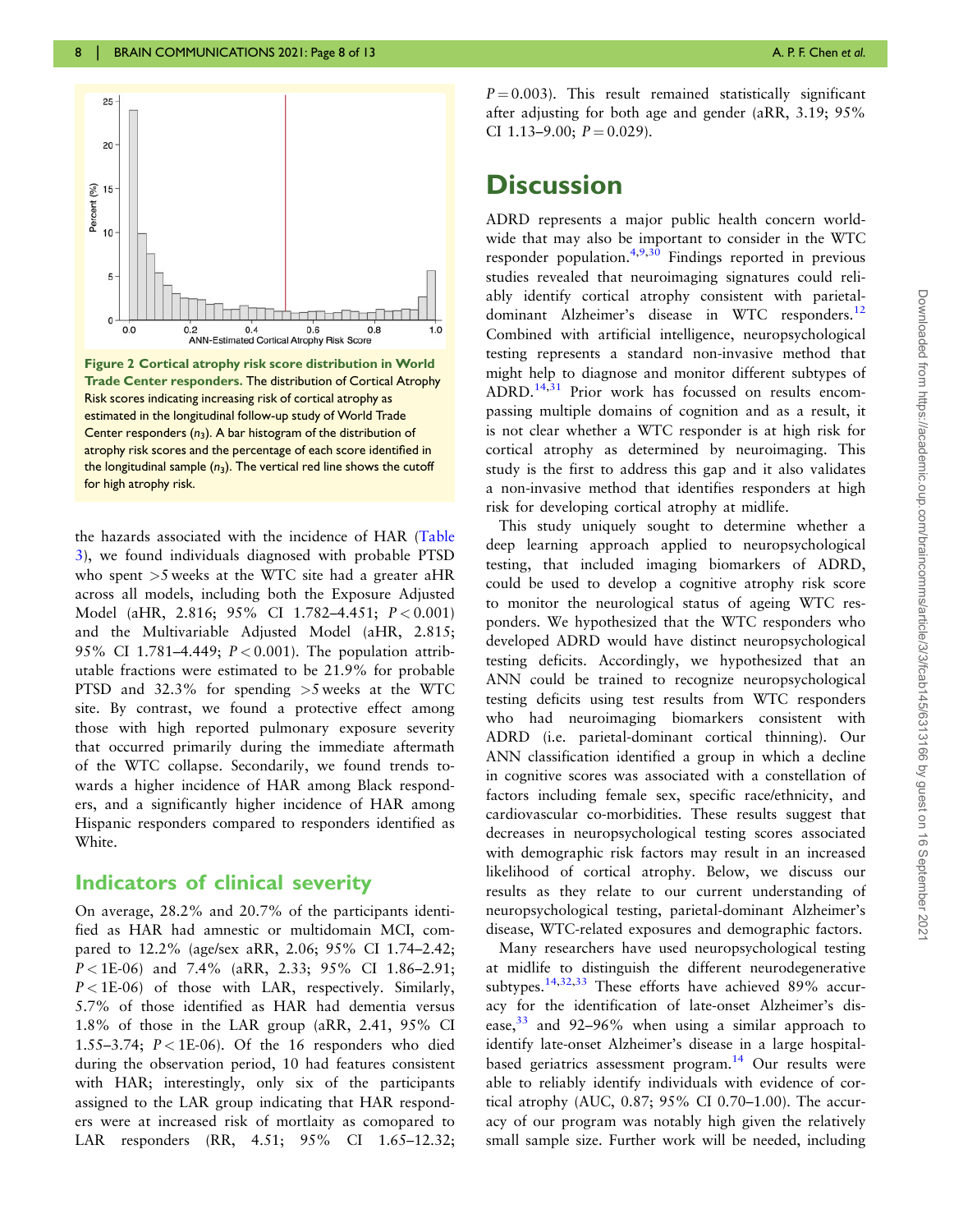Figure 2 Cortical atrophy risk score distribution in World Trade Center responders. The distribution of Cortical Atrophy Risk scores indicating increasing risk of cortical atrophy as estimated in the longitudinal follow-up study of World Trade Center responders ($n_3$). A bar histogram of the distribution of atrophy risk scores and the percentage of each score identified in the longitudinal sample ($n_3$). The vertical red line shows the cutoff for high atrophy risk.

the hazards associated with the incidence of HAR (Table 3), we found individuals diagnosed with probable PTSD who spent >5 weeks at the WTC site had a greater aHR across all models, including both the Exposure Adjusted Model (aHR, 2.816; 95% CI 1.782–4.451; $P < 0.001$) and the Multivariable Adjusted Model (aHR, 2.815; 95% CI 1.781–4.449; $P < 0.001$). The population attributable fractions were estimated to be 21.9% for probable PTSD and 32.3% for spending >5 weeks at the WTC site. By contrast, we found a protective effect among those with high reported pulmonary exposure severity that occurred primarily during the immediate aftermath of the WTC collapse. Secondarily, we found trends towards a higher incidence of HAR among Black responders, and a significantly higher incidence of HAR among Hispanic responders compared to responders identified as White.

### Indicators of clinical severity

On average, 28.2% and 20.7% of the participants identified as HAR had amnestic or multidomain MCI, compared to 12.2% (age/sex aRR, 2.06; 95% CI 1.74–2.42; $P <$ 1E-06) and 7.4% (aRR, 2.33; 95% CI 1.86–2.91; $P <$ 1E-06) of those with LAR, respectively. Similarly, 5.7% of those identified as HAR had dementia versus 1.8% of those in the LAR group (aRR, 2.41, 95% CI 1.55–3.74; $P <$ 1E-06). Of the 16 responders who died during the observation period, 10 had features consistent with HAR; interestingly, only six of the participants assigned to the LAR group indicating that HAR responders were at increased risk of mortlaity as comopared to LAR responders (RR, 4.51; 95% CI 1.65–12.32; $P = 0.003$). This result remained statistically significant after adjusting for both age and gender (aRR, 3.19; 95% CI 1.13–9.00; $P = 0.029$).

## Discussion

ADRD represents a major public health concern worldwide that may also be important to consider in the WTC responder population.[4,9,30] Findings reported in previous studies revealed that neuroimaging signatures could reliably identify cortical atrophy consistent with parietal-dominant Alzheimer's disease in WTC responders.[12] Combined with artificial intelligence, neuropsychological testing represents a standard non-invasive method that might help to diagnose and monitor different subtypes of ADRD.[14,31] Prior work has focussed on results encompassing multiple domains of cognition and as a result, it is not clear whether a WTC responder is at high risk for cortical atrophy as determined by neuroimaging. This study is the first to address this gap and it also validates a non-invasive method that identifies responders at high risk for developing cortical atrophy at midlife.

This study uniquely sought to determine whether a deep learning approach applied to neuropsychological testing, that included imaging biomarkers of ADRD, could be used to develop a cognitive atrophy risk score to monitor the neurological status of ageing WTC responders. We hypothesized that the WTC responders who developed ADRD would have distinct neuropsychological testing deficits. Accordingly, we hypothesized that an ANN could be trained to recognize neuropsychological testing deficits using test results from WTC responders who had neuroimaging biomarkers consistent with ADRD (i.e. parietal-dominant cortical thinning). Our ANN classification identified a group in which a decline in cognitive scores was associated with a constellation of factors including female sex, specific race/ethnicity, and cardiovascular co-morbidities. These results suggest that decreases in neuropsychological testing scores associated with demographic risk factors may result in an increased likelihood of cortical atrophy. Below, we discuss our results as they relate to our current understanding of neuropsychological testing, parietal-dominant Alzheimer's disease, WTC-related exposures and demographic factors.

Many researchers have used neuropsychological testing at midlife to distinguish the different neurodegenerative subtypes.[14,32,33] These efforts have achieved 89% accuracy for the identification of late-onset Alzheimer's disease,[33] and 92–96% when using a similar approach to identify late-onset Alzheimer's disease in a large hospital-based geriatrics assessment program.[14] Our results were able to reliably identify individuals with evidence of cortical atrophy (AUC, 0.87; 95% CI 0.70–1.00). The accuracy of our program was notably high given the relatively small sample size. Further work will be needed, including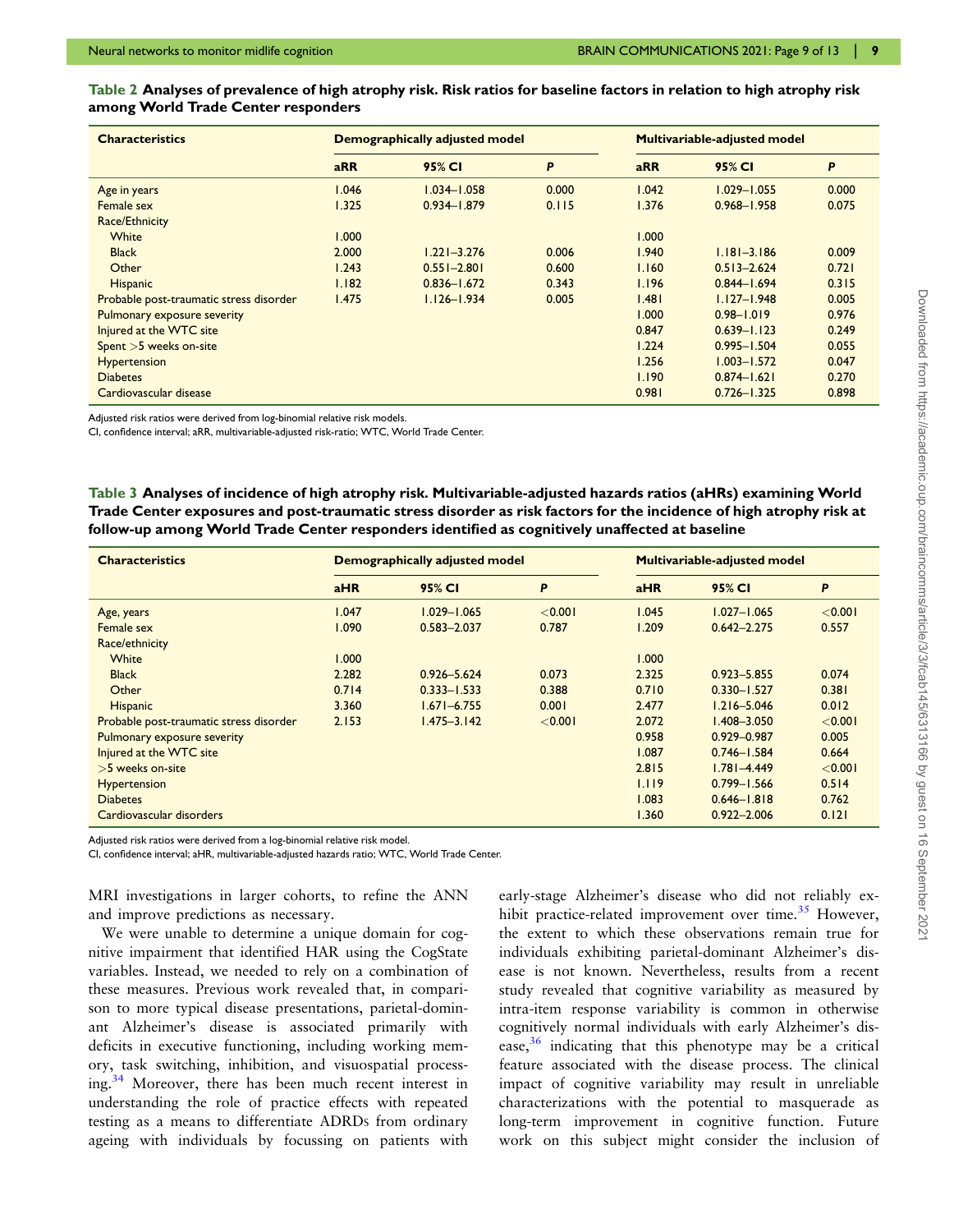**Table 2 Analyses of prevalence of high atrophy risk. Risk ratios for baseline factors in relation to high atrophy risk among World Trade Center responders**

| Characteristics | Demographically adjusted model | | | Multivariable-adjusted model | | |
|---|---|---|---|---|---|---|
| | aRR | 95% CI | P | aRR | 95% CI | P |
| Age in years | 1.046 | 1.034–1.058 | 0.000 | 1.042 | 1.029–1.055 | 0.000 |
| Female sex | 1.325 | 0.934–1.879 | 0.115 | 1.376 | 0.968–1.958 | 0.075 |
| Race/Ethnicity | | | | | | |
| White | 1.000 | | | 1.000 | | |
| Black | 2.000 | 1.221–3.276 | 0.006 | 1.940 | 1.181–3.186 | 0.009 |
| Other | 1.243 | 0.551–2.801 | 0.600 | 1.160 | 0.513–2.624 | 0.721 |
| Hispanic | 1.182 | 0.836–1.672 | 0.343 | 1.196 | 0.844–1.694 | 0.315 |
| Probable post-traumatic stress disorder | 1.475 | 1.126–1.934 | 0.005 | 1.481 | 1.127–1.948 | 0.005 |
| Pulmonary exposure severity | | | | 1.000 | 0.98–1.019 | 0.976 |
| Injured at the WTC site | | | | 0.847 | 0.639–1.123 | 0.249 |
| Spent >5 weeks on-site | | | | 1.224 | 0.995–1.504 | 0.055 |
| Hypertension | | | | 1.256 | 1.003–1.572 | 0.047 |
| Diabetes | | | | 1.190 | 0.874–1.621 | 0.270 |
| Cardiovascular disease | | | | 0.981 | 0.726–1.325 | 0.898 |

Adjusted risk ratios were derived from log-binomial relative risk models.

CI, confidence interval; aRR, multivariable-adjusted risk-ratio; WTC, World Trade Center.

**Table 3 Analyses of incidence of high atrophy risk. Multivariable-adjusted hazards ratios (aHRs) examining World Trade Center exposures and post-traumatic stress disorder as risk factors for the incidence of high atrophy risk at follow-up among World Trade Center responders identified as cognitively unaffected at baseline**

| Characteristics | Demographically adjusted model | | | Multivariable-adjusted model | | |
|---|---|---|---|---|---|---|
| | aHR | 95% CI | P | aHR | 95% CI | P |
| Age, years | 1.047 | 1.029–1.065 | <0.001 | 1.045 | 1.027–1.065 | <0.001 |
| Female sex | 1.090 | 0.583–2.037 | 0.787 | 1.209 | 0.642–2.275 | 0.557 |
| Race/ethnicity | | | | | | |
| White | 1.000 | | | 1.000 | | |
| Black | 2.282 | 0.926–5.624 | 0.073 | 2.325 | 0.923–5.855 | 0.074 |
| Other | 0.714 | 0.333–1.533 | 0.388 | 0.710 | 0.330–1.527 | 0.381 |
| Hispanic | 3.360 | 1.671–6.755 | 0.001 | 2.477 | 1.216–5.046 | 0.012 |
| Probable post-traumatic stress disorder | 2.153 | 1.475–3.142 | <0.001 | 2.072 | 1.408–3.050 | <0.001 |
| Pulmonary exposure severity | | | | 0.958 | 0.929–0.987 | 0.005 |
| Injured at the WTC site | | | | 1.087 | 0.746–1.584 | 0.664 |
| >5 weeks on-site | | | | 2.815 | 1.781–4.449 | <0.001 |
| Hypertension | | | | 1.119 | 0.799–1.566 | 0.514 |
| Diabetes | | | | 1.083 | 0.646–1.818 | 0.762 |
| Cardiovascular disorders | | | | 1.360 | 0.922–2.006 | 0.121 |

Adjusted risk ratios were derived from a log-binomial relative risk model.

CI, confidence interval; aHR, multivariable-adjusted hazards ratio; WTC, World Trade Center.

MRI investigations in larger cohorts, to refine the ANN and improve predictions as necessary.

We were unable to determine a unique domain for cognitive impairment that identified HAR using the CogState variables. Instead, we needed to rely on a combination of these measures. Previous work revealed that, in comparison to more typical disease presentations, parietal-dominant Alzheimer's disease is associated primarily with deficits in executive functioning, including working memory, task switching, inhibition, and visuospatial processing.[34] Moreover, there has been much recent interest in understanding the role of practice effects with repeated testing as a means to differentiate ADRDs from ordinary ageing with individuals by focussing on patients with early-stage Alzheimer's disease who did not reliably exhibit practice-related improvement over time.[35] However, the extent to which these observations remain true for individuals exhibiting parietal-dominant Alzheimer's disease is not known. Nevertheless, results from a recent study revealed that cognitive variability as measured by intra-item response variability is common in otherwise cognitively normal individuals with early Alzheimer's disease,[36] indicating that this phenotype may be a critical feature associated with the disease process. The clinical impact of cognitive variability may result in unreliable characterizations with the potential to masquerade as long-term improvement in cognitive function. Future work on this subject might consider the inclusion of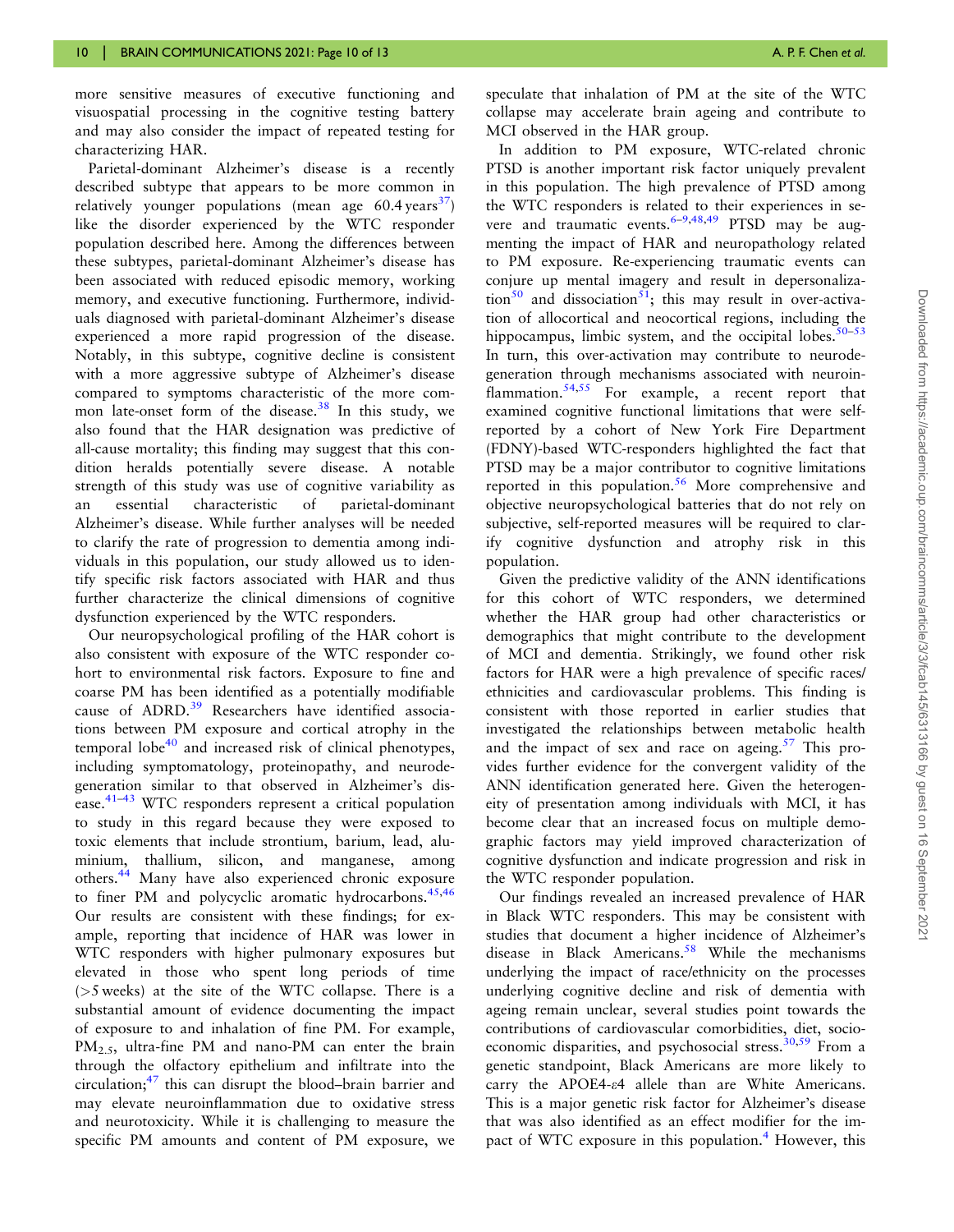more sensitive measures of executive functioning and visuospatial processing in the cognitive testing battery and may also consider the impact of repeated testing for characterizing HAR.

Parietal-dominant Alzheimer's disease is a recently described subtype that appears to be more common in relatively younger populations (mean age 60.4 years[37]) like the disorder experienced by the WTC responder population described here. Among the differences between these subtypes, parietal-dominant Alzheimer's disease has been associated with reduced episodic memory, working memory, and executive functioning. Furthermore, individuals diagnosed with parietal-dominant Alzheimer's disease experienced a more rapid progression of the disease. Notably, in this subtype, cognitive decline is consistent with a more aggressive subtype of Alzheimer's disease compared to symptoms characteristic of the more common late-onset form of the disease.[38] In this study, we also found that the HAR designation was predictive of all-cause mortality; this finding may suggest that this condition heralds potentially severe disease. A notable strength of this study was use of cognitive variability as an essential characteristic of parietal-dominant Alzheimer's disease. While further analyses will be needed to clarify the rate of progression to dementia among individuals in this population, our study allowed us to identify specific risk factors associated with HAR and thus further characterize the clinical dimensions of cognitive dysfunction experienced by the WTC responders.

Our neuropsychological profiling of the HAR cohort is also consistent with exposure of the WTC responder cohort to environmental risk factors. Exposure to fine and coarse PM has been identified as a potentially modifiable cause of ADRD.[39] Researchers have identified associations between PM exposure and cortical atrophy in the temporal lobe[40] and increased risk of clinical phenotypes, including symptomatology, proteinopathy, and neurodegeneration similar to that observed in Alzheimer's disease.[41–43] WTC responders represent a critical population to study in this regard because they were exposed to toxic elements that include strontium, barium, lead, aluminium, thallium, silicon, and manganese, among others.[44] Many have also experienced chronic exposure to finer PM and polycyclic aromatic hydrocarbons.[45,46] Our results are consistent with these findings; for example, reporting that incidence of HAR was lower in WTC responders with higher pulmonary exposures but elevated in those who spent long periods of time (>5 weeks) at the site of the WTC collapse. There is a substantial amount of evidence documenting the impact of exposure to and inhalation of fine PM. For example, $PM_{2.5}$, ultra-fine PM and nano-PM can enter the brain through the olfactory epithelium and infiltrate into the circulation;[47] this can disrupt the blood–brain barrier and may elevate neuroinflammation due to oxidative stress and neurotoxicity. While it is challenging to measure the specific PM amounts and content of PM exposure, we speculate that inhalation of PM at the site of the WTC collapse may accelerate brain ageing and contribute to MCI observed in the HAR group.

In addition to PM exposure, WTC-related chronic PTSD is another important risk factor uniquely prevalent in this population. The high prevalence of PTSD among the WTC responders is related to their experiences in severe and traumatic events.[6–9,48,49] PTSD may be augmenting the impact of HAR and neuropathology related to PM exposure. Re-experiencing traumatic events can conjure up mental imagery and result in depersonalization[50] and dissociation[51]; this may result in over-activation of allocortical and neocortical regions, including the hippocampus, limbic system, and the occipital lobes.[50–53] In turn, this over-activation may contribute to neurodegeneration through mechanisms associated with neuroinflammation.[54,55] For example, a recent report that examined cognitive functional limitations that were self-reported by a cohort of New York Fire Department (FDNY)-based WTC-responders highlighted the fact that PTSD may be a major contributor to cognitive limitations reported in this population.[56] More comprehensive and objective neuropsychological batteries that do not rely on subjective, self-reported measures will be required to clarify cognitive dysfunction and atrophy risk in this population.

Given the predictive validity of the ANN identifications for this cohort of WTC responders, we determined whether the HAR group had other characteristics or demographics that might contribute to the development of MCI and dementia. Strikingly, we found other risk factors for HAR were a high prevalence of specific races/ethnicities and cardiovascular problems. This finding is consistent with those reported in earlier studies that investigated the relationships between metabolic health and the impact of sex and race on ageing.[57] This provides further evidence for the convergent validity of the ANN identification generated here. Given the heterogeneity of presentation among individuals with MCI, it has become clear that an increased focus on multiple demographic factors may yield improved characterization of cognitive dysfunction and indicate progression and risk in the WTC responder population.

Our findings revealed an increased prevalence of HAR in Black WTC responders. This may be consistent with studies that document a higher incidence of Alzheimer's disease in Black Americans.[58] While the mechanisms underlying the impact of race/ethnicity on the processes underlying cognitive decline and risk of dementia with ageing remain unclear, several studies point towards the contributions of cardiovascular comorbidities, diet, socioeconomic disparities, and psychosocial stress.[30,59] From a genetic standpoint, Black Americans are more likely to carry the APOE4-$\varepsilon$4 allele than are White Americans. This is a major genetic risk factor for Alzheimer's disease that was also identified as an effect modifier for the impact of WTC exposure in this population.[4] However, this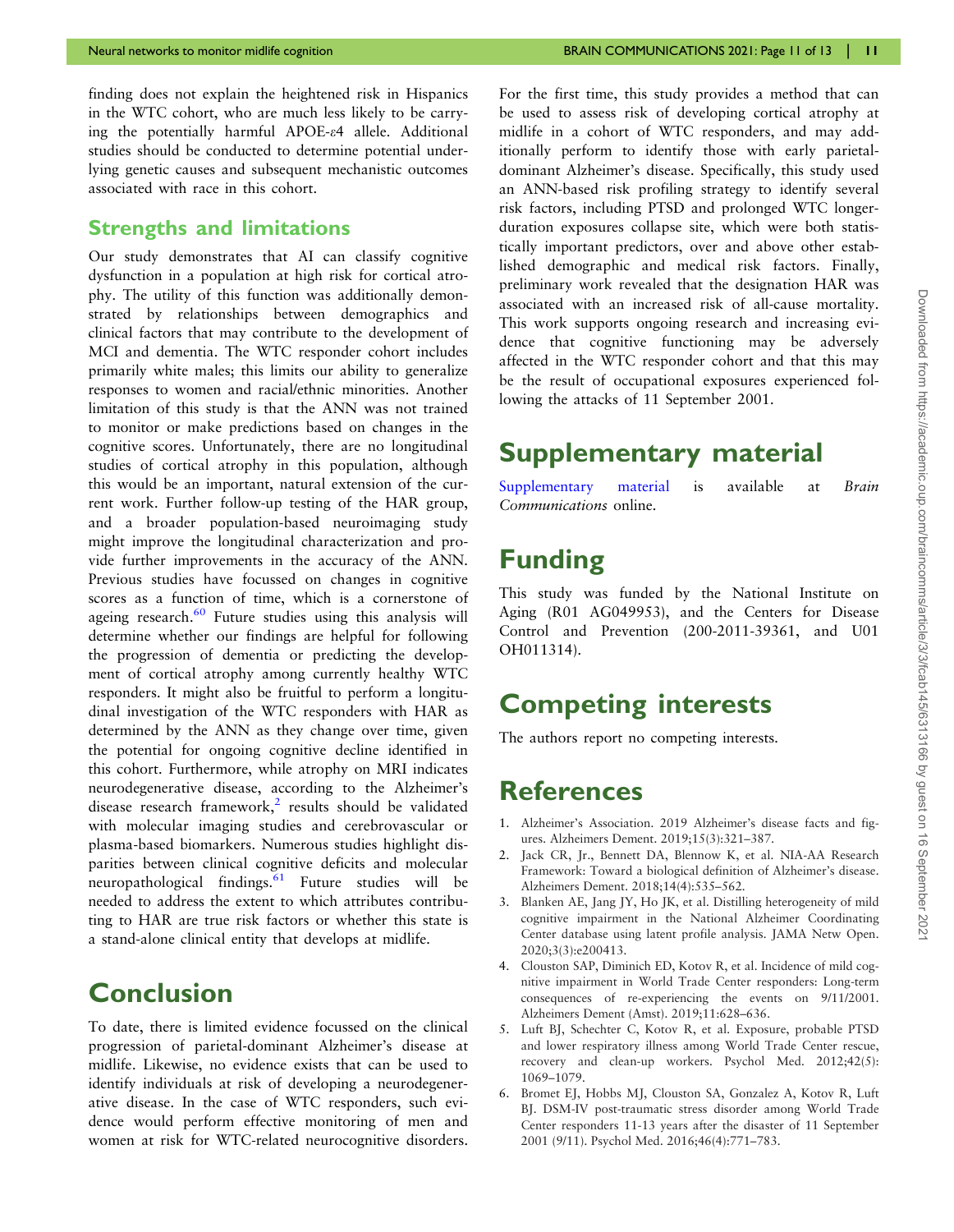finding does not explain the heightened risk in Hispanics in the WTC cohort, who are much less likely to be carrying the potentially harmful APOE-ε4 allele. Additional studies should be conducted to determine potential underlying genetic causes and subsequent mechanistic outcomes associated with race in this cohort.

## Strengths and limitations

Our study demonstrates that AI can classify cognitive dysfunction in a population at high risk for cortical atrophy. The utility of this function was additionally demonstrated by relationships between demographics and clinical factors that may contribute to the development of MCI and dementia. The WTC responder cohort includes primarily white males; this limits our ability to generalize responses to women and racial/ethnic minorities. Another limitation of this study is that the ANN was not trained to monitor or make predictions based on changes in the cognitive scores. Unfortunately, there are no longitudinal studies of cortical atrophy in this population, although this would be an important, natural extension of the current work. Further follow-up testing of the HAR group, and a broader population-based neuroimaging study might improve the longitudinal characterization and provide further improvements in the accuracy of the ANN. Previous studies have focussed on changes in cognitive scores as a function of time, which is a cornerstone of ageing research.[60] Future studies using this analysis will determine whether our findings are helpful for following the progression of dementia or predicting the development of cortical atrophy among currently healthy WTC responders. It might also be fruitful to perform a longitudinal investigation of the WTC responders with HAR as determined by the ANN as they change over time, given the potential for ongoing cognitive decline identified in this cohort. Furthermore, while atrophy on MRI indicates neurodegenerative disease, according to the Alzheimer's disease research framework,[2] results should be validated with molecular imaging studies and cerebrovascular or plasma-based biomarkers. Numerous studies highlight disparities between clinical cognitive deficits and molecular neuropathological findings.[61] Future studies will be needed to address the extent to which attributes contributing to HAR are true risk factors or whether this state is a stand-alone clinical entity that develops at midlife.

# Conclusion

To date, there is limited evidence focussed on the clinical progression of parietal-dominant Alzheimer's disease at midlife. Likewise, no evidence exists that can be used to identify individuals at risk of developing a neurodegenerative disease. In the case of WTC responders, such evidence would perform effective monitoring of men and women at risk for WTC-related neurocognitive disorders. For the first time, this study provides a method that can be used to assess risk of developing cortical atrophy at midlife in a cohort of WTC responders, and may additionally perform to identify those with early parietal-dominant Alzheimer's disease. Specifically, this study used an ANN-based risk profiling strategy to identify several risk factors, including PTSD and prolonged WTC longer-duration exposures collapse site, which were both statistically important predictors, over and above other established demographic and medical risk factors. Finally, preliminary work revealed that the designation HAR was associated with an increased risk of all-cause mortality. This work supports ongoing research and increasing evidence that cognitive functioning may be adversely affected in the WTC responder cohort and that this may be the result of occupational exposures experienced following the attacks of 11 September 2001.

# Supplementary material

Supplementary material is available at *Brain Communications* online.

# Funding

This study was funded by the National Institute on Aging (R01 AG049953), and the Centers for Disease Control and Prevention (200-2011-39361, and U01 OH011314).

# Competing interests

The authors report no competing interests.

# References

1. Alzheimer's Association. 2019 Alzheimer's disease facts and figures. Alzheimers Dement. 2019;15(3):321–387.
2. Jack CR, Jr., Bennett DA, Blennow K, et al. NIA-AA Research Framework: Toward a biological definition of Alzheimer's disease. Alzheimers Dement. 2018;14(4):535–562.
3. Blanken AE, Jang JY, Ho JK, et al. Distilling heterogeneity of mild cognitive impairment in the National Alzheimer Coordinating Center database using latent profile analysis. JAMA Netw Open. 2020;3(3):e200413.
4. Clouston SAP, Diminich ED, Kotov R, et al. Incidence of mild cognitive impairment in World Trade Center responders: Long-term consequences of re-experiencing the events on 9/11/2001. Alzheimers Dement (Amst). 2019;11:628–636.
5. Luft BJ, Schechter C, Kotov R, et al. Exposure, probable PTSD and lower respiratory illness among World Trade Center rescue, recovery and clean-up workers. Psychol Med. 2012;42(5):1069–1079.
6. Bromet EJ, Hobbs MJ, Clouston SA, Gonzalez A, Kotov R, Luft BJ. DSM-IV post-traumatic stress disorder among World Trade Center responders 11-13 years after the disaster of 11 September 2001 (9/11). Psychol Med. 2016;46(4):771–783.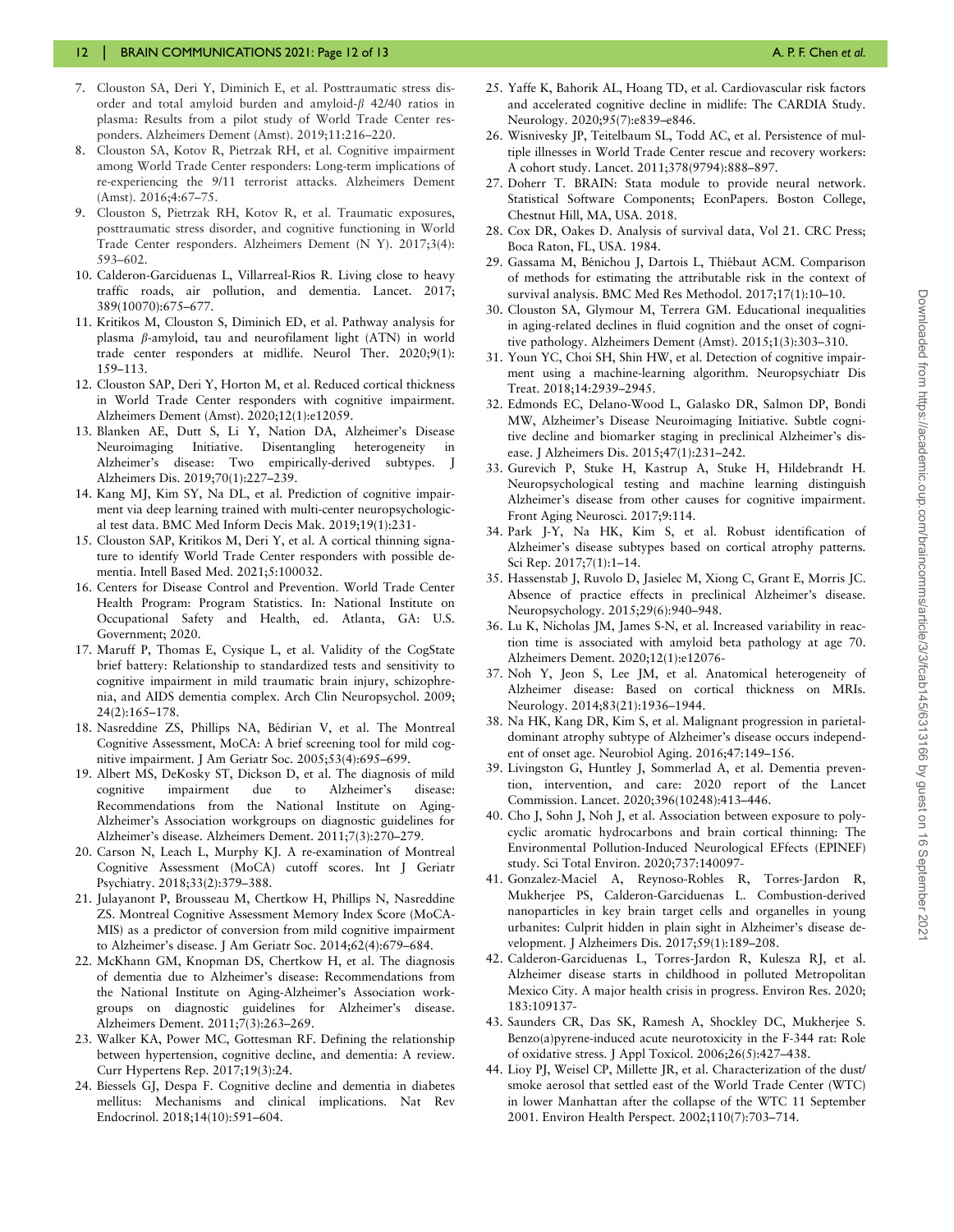7. Clouston SA, Deri Y, Diminich E, et al. Posttraumatic stress disorder and total amyloid burden and amyloid-$\beta$ 42/40 ratios in plasma: Results from a pilot study of World Trade Center responders. Alzheimers Dement (Amst). 2019;11:216–220.
8. Clouston SA, Kotov R, Pietrzak RH, et al. Cognitive impairment among World Trade Center responders: Long-term implications of re-experiencing the 9/11 terrorist attacks. Alzheimers Dement (Amst). 2016;4:67–75.
9. Clouston S, Pietrzak RH, Kotov R, et al. Traumatic exposures, posttraumatic stress disorder, and cognitive functioning in World Trade Center responders. Alzheimers Dement (N Y). 2017;3(4): 593–602.
10. Calderon-Garciduenas L, Villarreal-Rios R. Living close to heavy traffic roads, air pollution, and dementia. Lancet. 2017; 389(10070):675–677.
11. Kritikos M, Clouston S, Diminich ED, et al. Pathway analysis for plasma $\beta$-amyloid, tau and neurofilament light (ATN) in world trade center responders at midlife. Neurol Ther. 2020;9(1): 159–113.
12. Clouston SAP, Deri Y, Horton M, et al. Reduced cortical thickness in World Trade Center responders with cognitive impairment. Alzheimers Dement (Amst). 2020;12(1):e12059.
13. Blanken AE, Dutt S, Li Y, Nation DA, Alzheimer's Disease Neuroimaging Initiative. Disentangling heterogeneity in Alzheimer's disease: Two empirically-derived subtypes. J Alzheimers Dis. 2019;70(1):227–239.
14. Kang MJ, Kim SY, Na DL, et al. Prediction of cognitive impairment via deep learning trained with multi-center neuropsychological test data. BMC Med Inform Decis Mak. 2019;19(1):231-
15. Clouston SAP, Kritikos M, Deri Y, et al. A cortical thinning signature to identify World Trade Center responders with possible dementia. Intell Based Med. 2021;5:100032.
16. Centers for Disease Control and Prevention. World Trade Center Health Program: Program Statistics. In: National Institute on Occupational Safety and Health, ed. Atlanta, GA: U.S. Government; 2020.
17. Maruff P, Thomas E, Cysique L, et al. Validity of the CogState brief battery: Relationship to standardized tests and sensitivity to cognitive impairment in mild traumatic brain injury, schizophrenia, and AIDS dementia complex. Arch Clin Neuropsychol. 2009; 24(2):165–178.
18. Nasreddine ZS, Phillips NA, Bédirian V, et al. The Montreal Cognitive Assessment, MoCA: A brief screening tool for mild cognitive impairment. J Am Geriatr Soc. 2005;53(4):695–699.
19. Albert MS, DeKosky ST, Dickson D, et al. The diagnosis of mild cognitive impairment due to Alzheimer's disease: Recommendations from the National Institute on Aging-Alzheimer's Association workgroups on diagnostic guidelines for Alzheimer's disease. Alzheimers Dement. 2011;7(3):270–279.
20. Carson N, Leach L, Murphy KJ. A re-examination of Montreal Cognitive Assessment (MoCA) cutoff scores. Int J Geriatr Psychiatry. 2018;33(2):379–388.
21. Julayanont P, Brousseau M, Chertkow H, Phillips N, Nasreddine ZS. Montreal Cognitive Assessment Memory Index Score (MoCA-MIS) as a predictor of conversion from mild cognitive impairment to Alzheimer's disease. J Am Geriatr Soc. 2014;62(4):679–684.
22. McKhann GM, Knopman DS, Chertkow H, et al. The diagnosis of dementia due to Alzheimer's disease: Recommendations from the National Institute on Aging-Alzheimer's Association workgroups on diagnostic guidelines for Alzheimer's disease. Alzheimers Dement. 2011;7(3):263–269.
23. Walker KA, Power MC, Gottesman RF. Defining the relationship between hypertension, cognitive decline, and dementia: A review. Curr Hypertens Rep. 2017;19(3):24.
24. Biessels GJ, Despa F. Cognitive decline and dementia in diabetes mellitus: Mechanisms and clinical implications. Nat Rev Endocrinol. 2018;14(10):591–604.
25. Yaffe K, Bahorik AL, Hoang TD, et al. Cardiovascular risk factors and accelerated cognitive decline in midlife: The CARDIA Study. Neurology. 2020;95(7):e839–e846.
26. Wisnivesky JP, Teitelbaum SL, Todd AC, et al. Persistence of multiple illnesses in World Trade Center rescue and recovery workers: A cohort study. Lancet. 2011;378(9794):888–897.
27. Doherr T. BRAIN: Stata module to provide neural network. Statistical Software Components; EconPapers. Boston College, Chestnut Hill, MA, USA. 2018.
28. Cox DR, Oakes D. Analysis of survival data, Vol 21. CRC Press; Boca Raton, FL, USA. 1984.
29. Gassama M, Bénichou J, Dartois L, Thiébaut ACM. Comparison of methods for estimating the attributable risk in the context of survival analysis. BMC Med Res Methodol. 2017;17(1):10–10.
30. Clouston SA, Glymour M, Terrera GM. Educational inequalities in aging-related declines in fluid cognition and the onset of cognitive pathology. Alzheimers Dement (Amst). 2015;1(3):303–310.
31. Youn YC, Choi SH, Shin HW, et al. Detection of cognitive impairment using a machine-learning algorithm. Neuropsychiatr Dis Treat. 2018;14:2939–2945.
32. Edmonds EC, Delano-Wood L, Galasko DR, Salmon DP, Bondi MW, Alzheimer's Disease Neuroimaging Initiative. Subtle cognitive decline and biomarker staging in preclinical Alzheimer's disease. J Alzheimers Dis. 2015;47(1):231–242.
33. Gurevich P, Stuke H, Kastrup A, Stuke H, Hildebrandt H. Neuropsychological testing and machine learning distinguish Alzheimer's disease from other causes for cognitive impairment. Front Aging Neurosci. 2017;9:114.
34. Park J-Y, Na HK, Kim S, et al. Robust identification of Alzheimer's disease subtypes based on cortical atrophy patterns. Sci Rep. 2017;7(1):1–14.
35. Hassenstab J, Ruvolo D, Jasielec M, Xiong C, Grant E, Morris JC. Absence of practice effects in preclinical Alzheimer's disease. Neuropsychology. 2015;29(6):940–948.
36. Lu K, Nicholas JM, James S-N, et al. Increased variability in reaction time is associated with amyloid beta pathology at age 70. Alzheimers Dement. 2020;12(1):e12076-
37. Noh Y, Jeon S, Lee JM, et al. Anatomical heterogeneity of Alzheimer disease: Based on cortical thickness on MRIs. Neurology. 2014;83(21):1936–1944.
38. Na HK, Kang DR, Kim S, et al. Malignant progression in parietal-dominant atrophy subtype of Alzheimer's disease occurs independent of onset age. Neurobiol Aging. 2016;47:149–156.
39. Livingston G, Huntley J, Sommerlad A, et al. Dementia prevention, intervention, and care: 2020 report of the Lancet Commission. Lancet. 2020;396(10248):413–446.
40. Cho J, Sohn J, Noh J, et al. Association between exposure to polycyclic aromatic hydrocarbons and brain cortical thinning: The Environmental Pollution-Induced Neurological EFfects (EPINEF) study. Sci Total Environ. 2020;737:140097-
41. Gonzalez-Maciel A, Reynoso-Robles R, Torres-Jardon R, Mukherjee PS, Calderon-Garciduenas L. Combustion-derived nanoparticles in key brain target cells and organelles in young urbanites: Culprit hidden in plain sight in Alzheimer's disease development. J Alzheimers Dis. 2017;59(1):189–208.
42. Calderon-Garciduenas L, Torres-Jardon R, Kulesza RJ, et al. Alzheimer disease starts in childhood in polluted Metropolitan Mexico City. A major health crisis in progress. Environ Res. 2020; 183:109137-
43. Saunders CR, Das SK, Ramesh A, Shockley DC, Mukherjee S. Benzo(a)pyrene-induced acute neurotoxicity in the F-344 rat: Role of oxidative stress. J Appl Toxicol. 2006;26(5):427–438.
44. Lioy PJ, Weisel CP, Millette JR, et al. Characterization of the dust/smoke aerosol that settled east of the World Trade Center (WTC) in lower Manhattan after the collapse of the WTC 11 September 2001. Environ Health Perspect. 2002;110(7):703–714.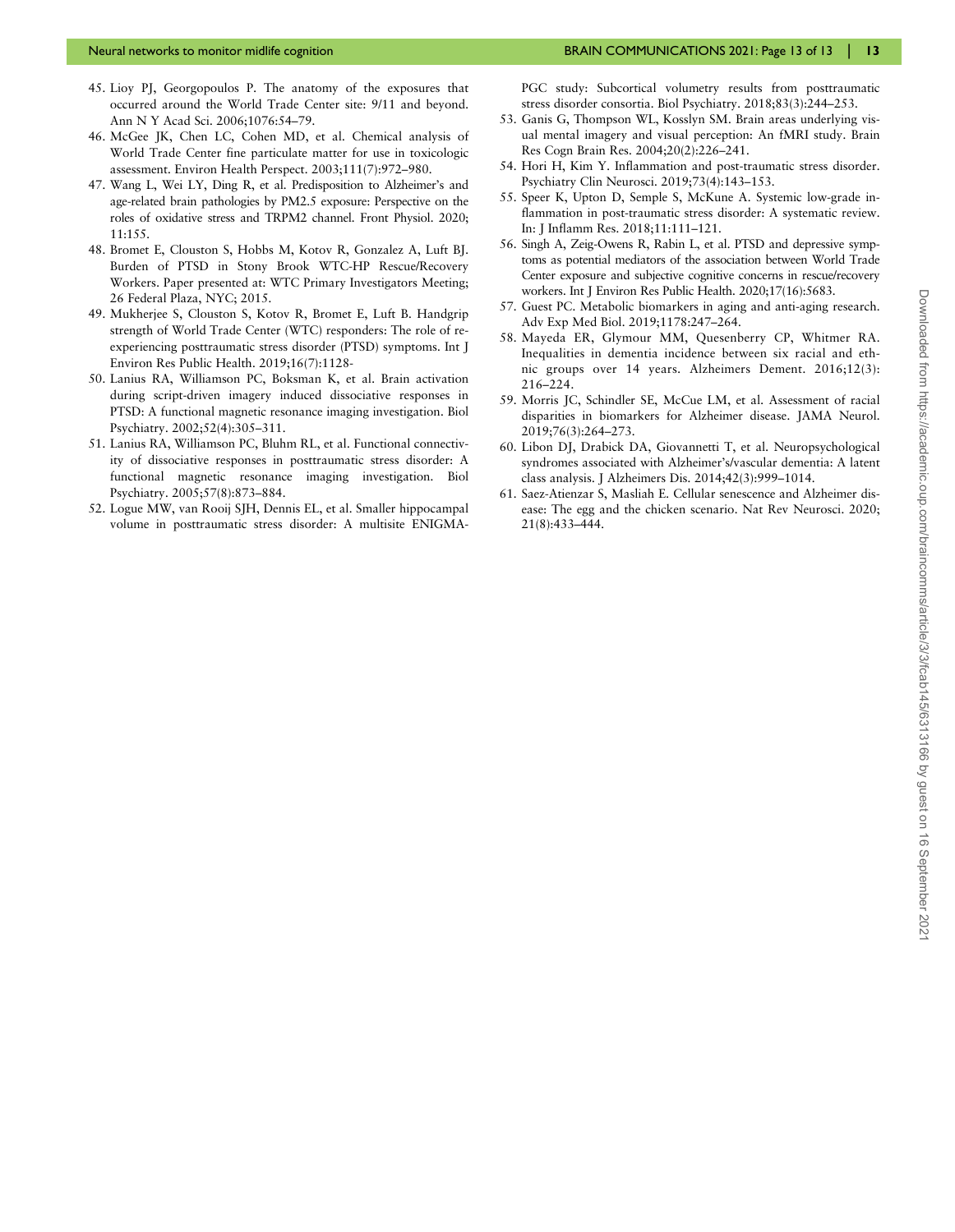45. Lioy PJ, Georgopoulos P. The anatomy of the exposures that occurred around the World Trade Center site: 9/11 and beyond. Ann N Y Acad Sci. 2006;1076:54–79.
46. McGee JK, Chen LC, Cohen MD, et al. Chemical analysis of World Trade Center fine particulate matter for use in toxicologic assessment. Environ Health Perspect. 2003;111(7):972–980.
47. Wang L, Wei LY, Ding R, et al. Predisposition to Alzheimer's and age-related brain pathologies by PM2.5 exposure: Perspective on the roles of oxidative stress and TRPM2 channel. Front Physiol. 2020; 11:155.
48. Bromet E, Clouston S, Hobbs M, Kotov R, Gonzalez A, Luft BJ. Burden of PTSD in Stony Brook WTC-HP Rescue/Recovery Workers. Paper presented at: WTC Primary Investigators Meeting; 26 Federal Plaza, NYC; 2015.
49. Mukherjee S, Clouston S, Kotov R, Bromet E, Luft B. Handgrip strength of World Trade Center (WTC) responders: The role of re-experiencing posttraumatic stress disorder (PTSD) symptoms. Int J Environ Res Public Health. 2019;16(7):1128-
50. Lanius RA, Williamson PC, Boksman K, et al. Brain activation during script-driven imagery induced dissociative responses in PTSD: A functional magnetic resonance imaging investigation. Biol Psychiatry. 2002;52(4):305–311.
51. Lanius RA, Williamson PC, Bluhm RL, et al. Functional connectivity of dissociative responses in posttraumatic stress disorder: A functional magnetic resonance imaging investigation. Biol Psychiatry. 2005;57(8):873–884.
52. Logue MW, van Rooij SJH, Dennis EL, et al. Smaller hippocampal volume in posttraumatic stress disorder: A multisite ENIGMA-PGC study: Subcortical volumetry results from posttraumatic stress disorder consortia. Biol Psychiatry. 2018;83(3):244–253.
53. Ganis G, Thompson WL, Kosslyn SM. Brain areas underlying visual mental imagery and visual perception: An fMRI study. Brain Res Cogn Brain Res. 2004;20(2):226–241.
54. Hori H, Kim Y. Inflammation and post-traumatic stress disorder. Psychiatry Clin Neurosci. 2019;73(4):143–153.
55. Speer K, Upton D, Semple S, McKune A. Systemic low-grade inflammation in post-traumatic stress disorder: A systematic review. In: J Inflamm Res. 2018;11:111–121.
56. Singh A, Zeig-Owens R, Rabin L, et al. PTSD and depressive symptoms as potential mediators of the association between World Trade Center exposure and subjective cognitive concerns in rescue/recovery workers. Int J Environ Res Public Health. 2020;17(16):5683.
57. Guest PC. Metabolic biomarkers in aging and anti-aging research. Adv Exp Med Biol. 2019;1178:247–264.
58. Mayeda ER, Glymour MM, Quesenberry CP, Whitmer RA. Inequalities in dementia incidence between six racial and ethnic groups over 14 years. Alzheimers Dement. 2016;12(3): 216–224.
59. Morris JC, Schindler SE, McCue LM, et al. Assessment of racial disparities in biomarkers for Alzheimer disease. JAMA Neurol. 2019;76(3):264–273.
60. Libon DJ, Drabick DA, Giovannetti T, et al. Neuropsychological syndromes associated with Alzheimer's/vascular dementia: A latent class analysis. J Alzheimers Dis. 2014;42(3):999–1014.
61. Saez-Atienzar S, Masliah E. Cellular senescence and Alzheimer disease: The egg and the chicken scenario. Nat Rev Neurosci. 2020; 21(8):433–444.